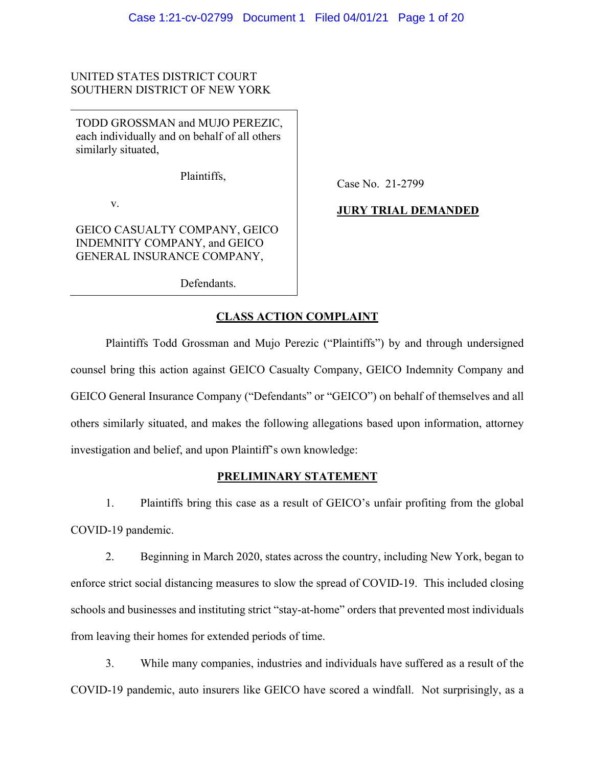UNITED STATES DISTRICT COURT
SOUTHERN DISTRICT OF NEW YORK

TODD GROSSMAN and MUJO PEREZIC, each individually and on behalf of all others similarly situated,

Plaintiffs,

v.

GEICO CASUALTY COMPANY, GEICO INDEMNITY COMPANY, and GEICO GENERAL INSURANCE COMPANY,

Defendants.

Case No. 21-2799

**JURY TRIAL DEMANDED**

## CLASS ACTION COMPLAINT

Plaintiffs Todd Grossman and Mujo Perezic ("Plaintiffs") by and through undersigned counsel bring this action against GEICO Casualty Company, GEICO Indemnity Company and GEICO General Insurance Company ("Defendants" or "GEICO") on behalf of themselves and all others similarly situated, and makes the following allegations based upon information, attorney investigation and belief, and upon Plaintiff's own knowledge:

## PRELIMINARY STATEMENT

1. Plaintiffs bring this case as a result of GEICO's unfair profiting from the global COVID-19 pandemic.

2. Beginning in March 2020, states across the country, including New York, began to enforce strict social distancing measures to slow the spread of COVID-19. This included closing schools and businesses and instituting strict "stay-at-home" orders that prevented most individuals from leaving their homes for extended periods of time.

3. While many companies, industries and individuals have suffered as a result of the COVID-19 pandemic, auto insurers like GEICO have scored a windfall. Not surprisingly, as a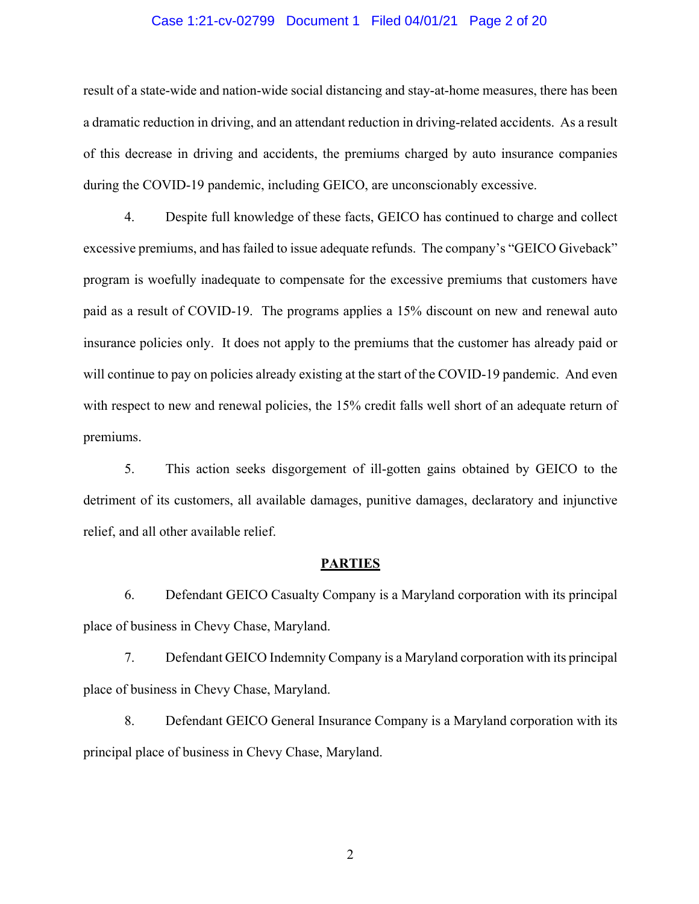result of a state-wide and nation-wide social distancing and stay-at-home measures, there has been a dramatic reduction in driving, and an attendant reduction in driving-related accidents. As a result of this decrease in driving and accidents, the premiums charged by auto insurance companies during the COVID-19 pandemic, including GEICO, are unconscionably excessive.

4. Despite full knowledge of these facts, GEICO has continued to charge and collect excessive premiums, and has failed to issue adequate refunds. The company's "GEICO Giveback" program is woefully inadequate to compensate for the excessive premiums that customers have paid as a result of COVID-19. The programs applies a 15% discount on new and renewal auto insurance policies only. It does not apply to the premiums that the customer has already paid or will continue to pay on policies already existing at the start of the COVID-19 pandemic. And even with respect to new and renewal policies, the 15% credit falls well short of an adequate return of premiums.

5. This action seeks disgorgement of ill-gotten gains obtained by GEICO to the detriment of its customers, all available damages, punitive damages, declaratory and injunctive relief, and all other available relief.

## PARTIES

6. Defendant GEICO Casualty Company is a Maryland corporation with its principal place of business in Chevy Chase, Maryland.

7. Defendant GEICO Indemnity Company is a Maryland corporation with its principal place of business in Chevy Chase, Maryland.

8. Defendant GEICO General Insurance Company is a Maryland corporation with its principal place of business in Chevy Chase, Maryland.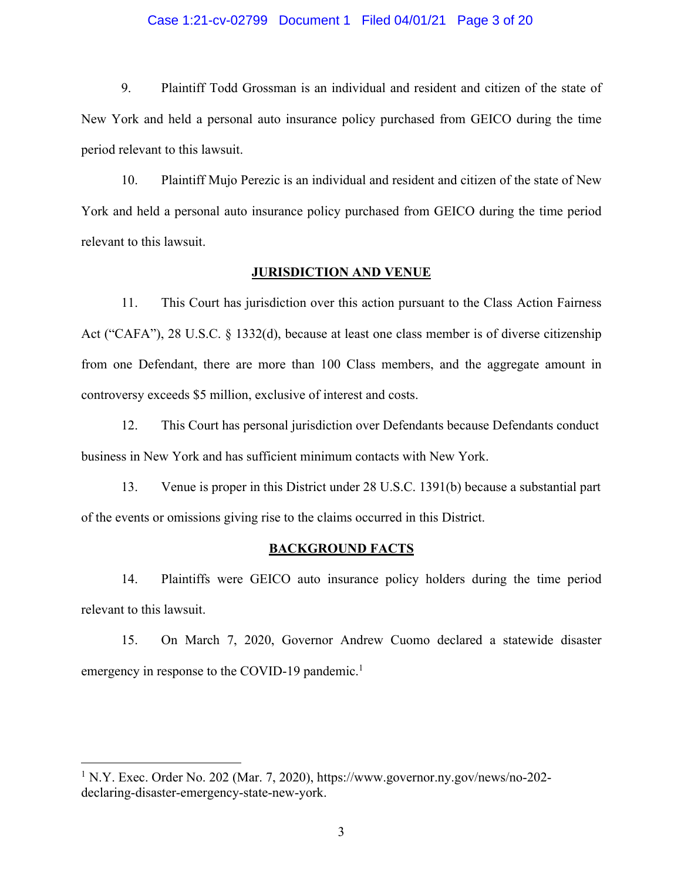9. Plaintiff Todd Grossman is an individual and resident and citizen of the state of New York and held a personal auto insurance policy purchased from GEICO during the time period relevant to this lawsuit.

10. Plaintiff Mujo Perezic is an individual and resident and citizen of the state of New York and held a personal auto insurance policy purchased from GEICO during the time period relevant to this lawsuit.

## JURISDICTION AND VENUE

11. This Court has jurisdiction over this action pursuant to the Class Action Fairness Act ("CAFA"), 28 U.S.C. § 1332(d), because at least one class member is of diverse citizenship from one Defendant, there are more than 100 Class members, and the aggregate amount in controversy exceeds $5 million, exclusive of interest and costs.

12. This Court has personal jurisdiction over Defendants because Defendants conduct business in New York and has sufficient minimum contacts with New York.

13. Venue is proper in this District under 28 U.S.C. 1391(b) because a substantial part of the events or omissions giving rise to the claims occurred in this District.

## BACKGROUND FACTS

14. Plaintiffs were GEICO auto insurance policy holders during the time period relevant to this lawsuit.

15. On March 7, 2020, Governor Andrew Cuomo declared a statewide disaster emergency in response to the COVID-19 pandemic.[1]

---

[1] N.Y. Exec. Order No. 202 (Mar. 7, 2020), https://www.governor.ny.gov/news/no-202-declaring-disaster-emergency-state-new-york.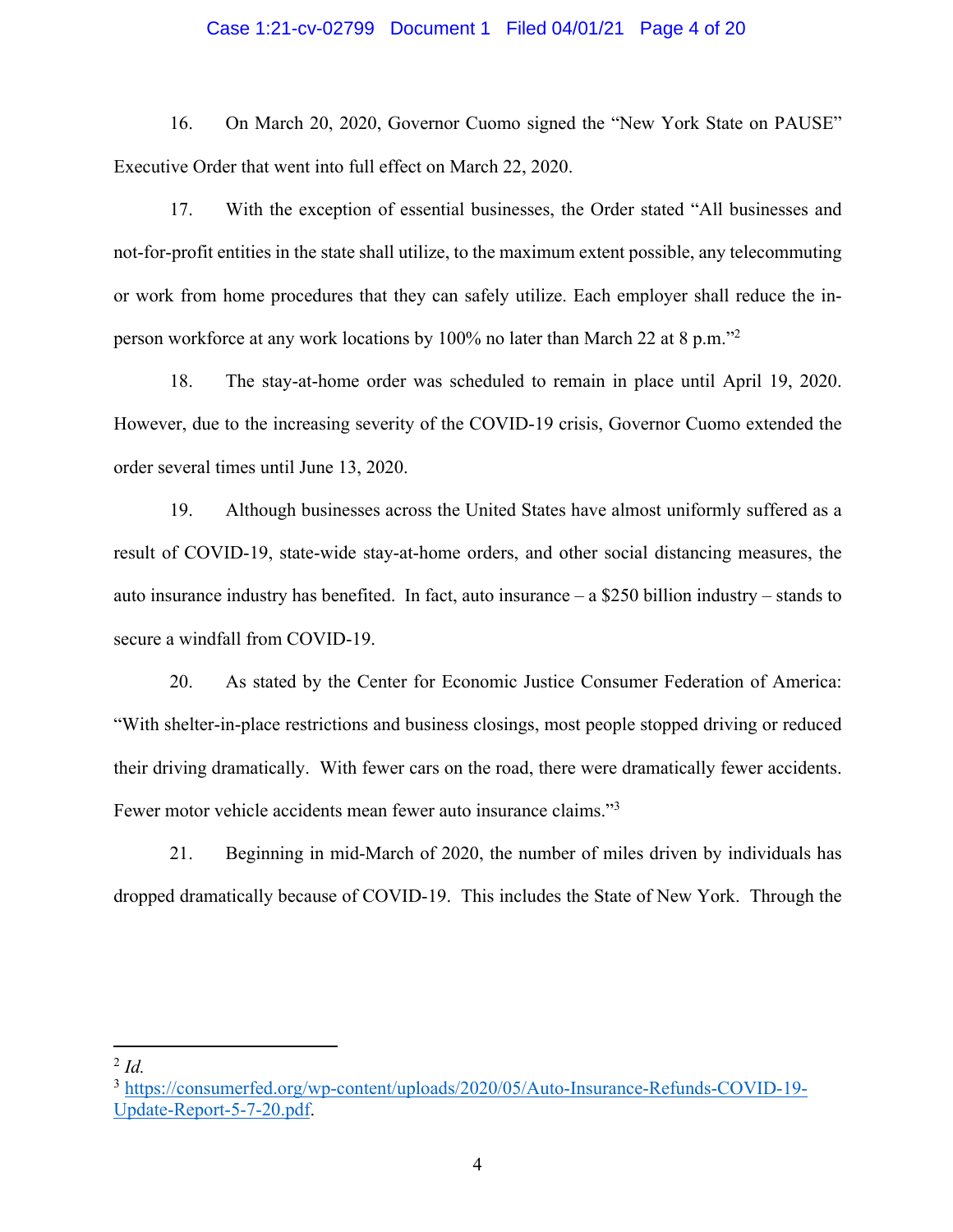16. On March 20, 2020, Governor Cuomo signed the "New York State on PAUSE" Executive Order that went into full effect on March 22, 2020.

17. With the exception of essential businesses, the Order stated "All businesses and not-for-profit entities in the state shall utilize, to the maximum extent possible, any telecommuting or work from home procedures that they can safely utilize. Each employer shall reduce the in-person workforce at any work locations by 100% no later than March 22 at 8 p.m."[2]

18. The stay-at-home order was scheduled to remain in place until April 19, 2020. However, due to the increasing severity of the COVID-19 crisis, Governor Cuomo extended the order several times until June 13, 2020.

19. Although businesses across the United States have almost uniformly suffered as a result of COVID-19, state-wide stay-at-home orders, and other social distancing measures, the auto insurance industry has benefited. In fact, auto insurance – a $250 billion industry – stands to secure a windfall from COVID-19.

20. As stated by the Center for Economic Justice Consumer Federation of America: "With shelter-in-place restrictions and business closings, most people stopped driving or reduced their driving dramatically. With fewer cars on the road, there were dramatically fewer accidents. Fewer motor vehicle accidents mean fewer auto insurance claims."[3]

21. Beginning in mid-March of 2020, the number of miles driven by individuals has dropped dramatically because of COVID-19. This includes the State of New York. Through the

---

[2] *Id.*

[3] https://consumerfed.org/wp-content/uploads/2020/05/Auto-Insurance-Refunds-COVID-19-Update-Report-5-7-20.pdf.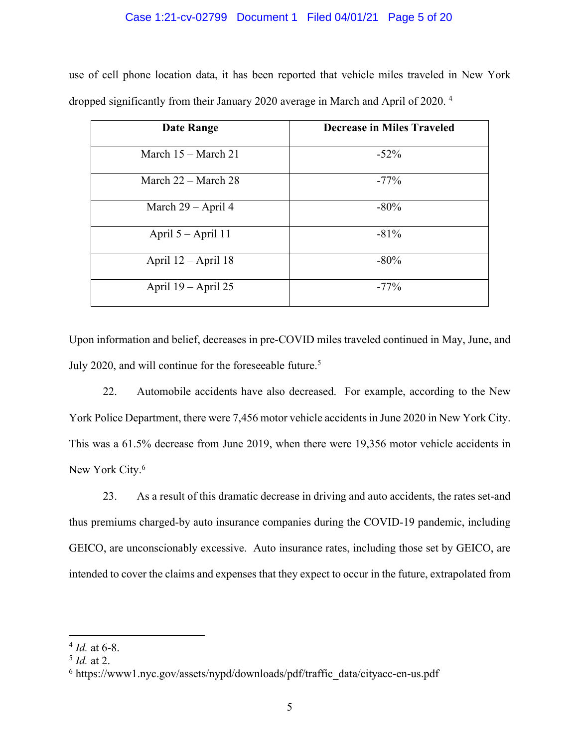use of cell phone location data, it has been reported that vehicle miles traveled in New York dropped significantly from their January 2020 average in March and April of 2020. [4]

| Date Range | Decrease in Miles Traveled |
|---|---|
| March 15 – March 21 | -52% |
| March 22 – March 28 | -77% |
| March 29 – April 4 | -80% |
| April 5 – April 11 | -81% |
| April 12 – April 18 | -80% |
| April 19 – April 25 | -77% |

Upon information and belief, decreases in pre-COVID miles traveled continued in May, June, and July 2020, and will continue for the foreseeable future.[5]

22. Automobile accidents have also decreased. For example, according to the New York Police Department, there were 7,456 motor vehicle accidents in June 2020 in New York City. This was a 61.5% decrease from June 2019, when there were 19,356 motor vehicle accidents in New York City.[6]

23. As a result of this dramatic decrease in driving and auto accidents, the rates set-and thus premiums charged-by auto insurance companies during the COVID-19 pandemic, including GEICO, are unconscionably excessive. Auto insurance rates, including those set by GEICO, are intended to cover the claims and expenses that they expect to occur in the future, extrapolated from

---

[4] *Id.* at 6-8.
[5] *Id.* at 2.
[6] https://www1.nyc.gov/assets/nypd/downloads/pdf/traffic_data/cityacc-en-us.pdf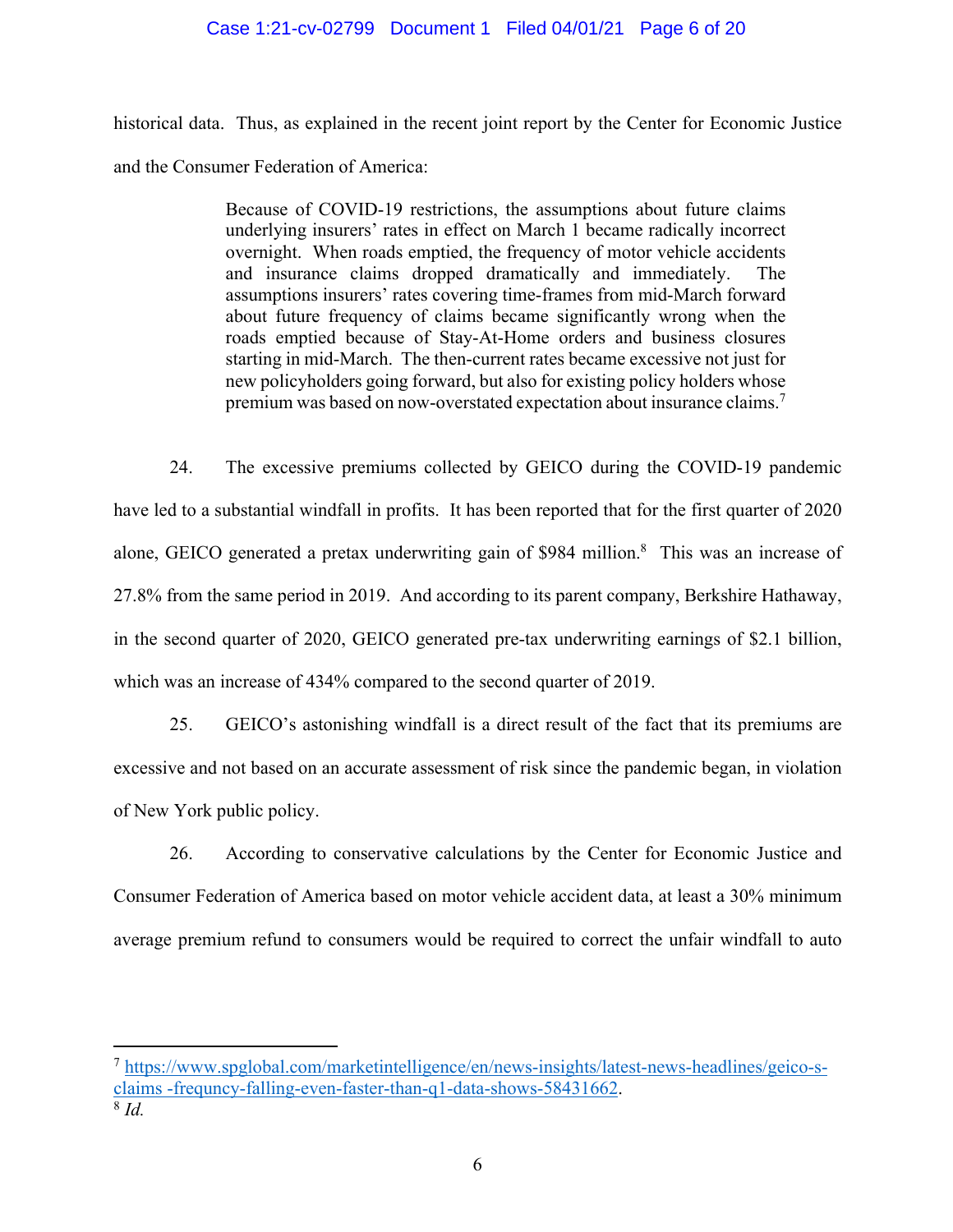historical data. Thus, as explained in the recent joint report by the Center for Economic Justice and the Consumer Federation of America:

> Because of COVID-19 restrictions, the assumptions about future claims underlying insurers' rates in effect on March 1 became radically incorrect overnight. When roads emptied, the frequency of motor vehicle accidents and insurance claims dropped dramatically and immediately. The assumptions insurers' rates covering time-frames from mid-March forward about future frequency of claims became significantly wrong when the roads emptied because of Stay-At-Home orders and business closures starting in mid-March. The then-current rates became excessive not just for new policyholders going forward, but also for existing policy holders whose premium was based on now-overstated expectation about insurance claims.[7]

24. The excessive premiums collected by GEICO during the COVID-19 pandemic have led to a substantial windfall in profits. It has been reported that for the first quarter of 2020 alone, GEICO generated a pretax underwriting gain of $984 million.[8] This was an increase of 27.8% from the same period in 2019. And according to its parent company, Berkshire Hathaway, in the second quarter of 2020, GEICO generated pre-tax underwriting earnings of $2.1 billion, which was an increase of 434% compared to the second quarter of 2019.

25. GEICO's astonishing windfall is a direct result of the fact that its premiums are excessive and not based on an accurate assessment of risk since the pandemic began, in violation of New York public policy.

26. According to conservative calculations by the Center for Economic Justice and Consumer Federation of America based on motor vehicle accident data, at least a 30% minimum average premium refund to consumers would be required to correct the unfair windfall to auto

---

[7] https://www.spglobal.com/marketintelligence/en/news-insights/latest-news-headlines/geico-s-claims -frequncy-falling-even-faster-than-q1-data-shows-58431662.

[8] *Id.*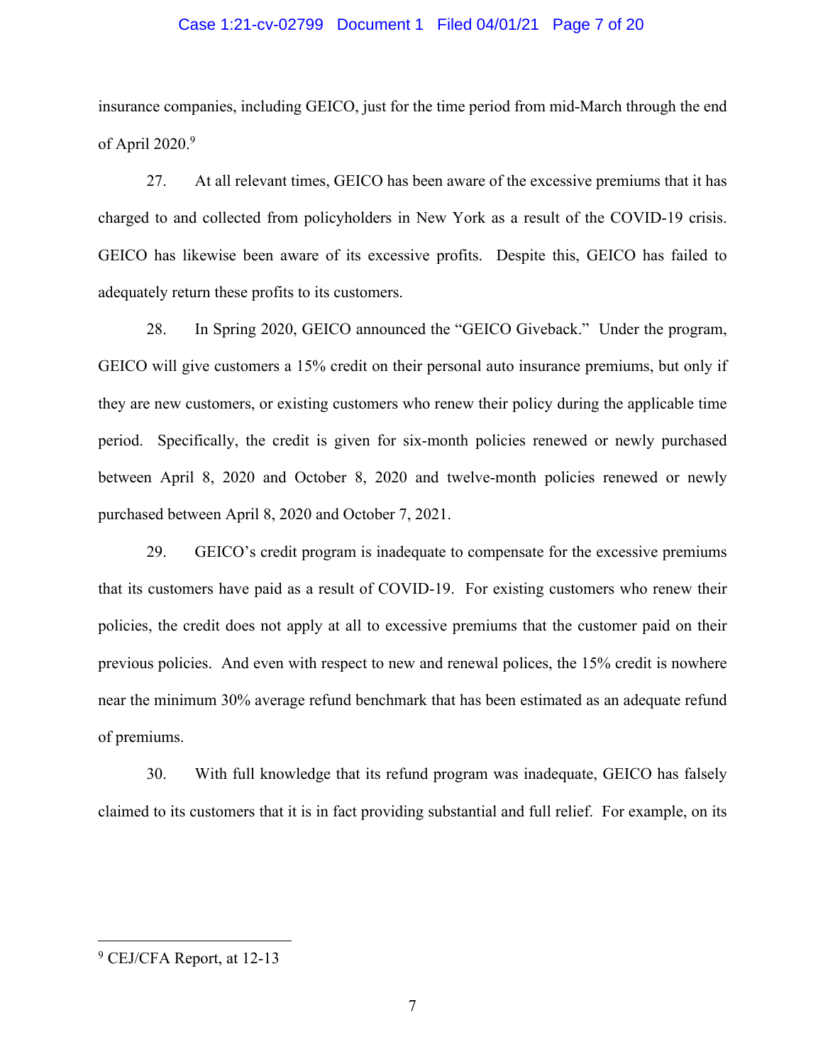insurance companies, including GEICO, just for the time period from mid-March through the end of April 2020.[9]

27. At all relevant times, GEICO has been aware of the excessive premiums that it has charged to and collected from policyholders in New York as a result of the COVID-19 crisis. GEICO has likewise been aware of its excessive profits. Despite this, GEICO has failed to adequately return these profits to its customers.

28. In Spring 2020, GEICO announced the "GEICO Giveback." Under the program, GEICO will give customers a 15% credit on their personal auto insurance premiums, but only if they are new customers, or existing customers who renew their policy during the applicable time period. Specifically, the credit is given for six-month policies renewed or newly purchased between April 8, 2020 and October 8, 2020 and twelve-month policies renewed or newly purchased between April 8, 2020 and October 7, 2021.

29. GEICO's credit program is inadequate to compensate for the excessive premiums that its customers have paid as a result of COVID-19. For existing customers who renew their policies, the credit does not apply at all to excessive premiums that the customer paid on their previous policies. And even with respect to new and renewal polices, the 15% credit is nowhere near the minimum 30% average refund benchmark that has been estimated as an adequate refund of premiums.

30. With full knowledge that its refund program was inadequate, GEICO has falsely claimed to its customers that it is in fact providing substantial and full relief. For example, on its

---

[9] CEJ/CFA Report, at 12-13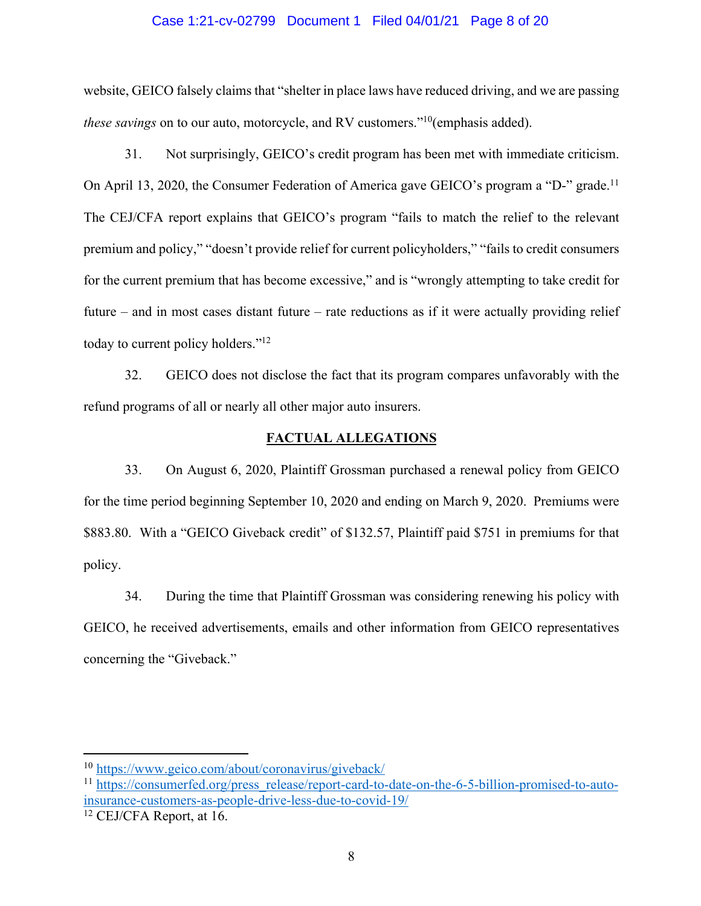website, GEICO falsely claims that "shelter in place laws have reduced driving, and we are passing *these savings* on to our auto, motorcycle, and RV customers."[10](emphasis added).

31. Not surprisingly, GEICO's credit program has been met with immediate criticism. On April 13, 2020, the Consumer Federation of America gave GEICO's program a "D-" grade.[11] The CEJ/CFA report explains that GEICO's program "fails to match the relief to the relevant premium and policy," "doesn't provide relief for current policyholders," "fails to credit consumers for the current premium that has become excessive," and is "wrongly attempting to take credit for future – and in most cases distant future – rate reductions as if it were actually providing relief today to current policy holders."[12]

32. GEICO does not disclose the fact that its program compares unfavorably with the refund programs of all or nearly all other major auto insurers.

## FACTUAL ALLEGATIONS

33. On August 6, 2020, Plaintiff Grossman purchased a renewal policy from GEICO for the time period beginning September 10, 2020 and ending on March 9, 2020. Premiums were $883.80. With a "GEICO Giveback credit" of $132.57, Plaintiff paid $751 in premiums for that policy.

34. During the time that Plaintiff Grossman was considering renewing his policy with GEICO, he received advertisements, emails and other information from GEICO representatives concerning the "Giveback."

---

[10] https://www.geico.com/about/coronavirus/giveback/

[11] https://consumerfed.org/press_release/report-card-to-date-on-the-6-5-billion-promised-to-auto-insurance-customers-as-people-drive-less-due-to-covid-19/

[12] CEJ/CFA Report, at 16.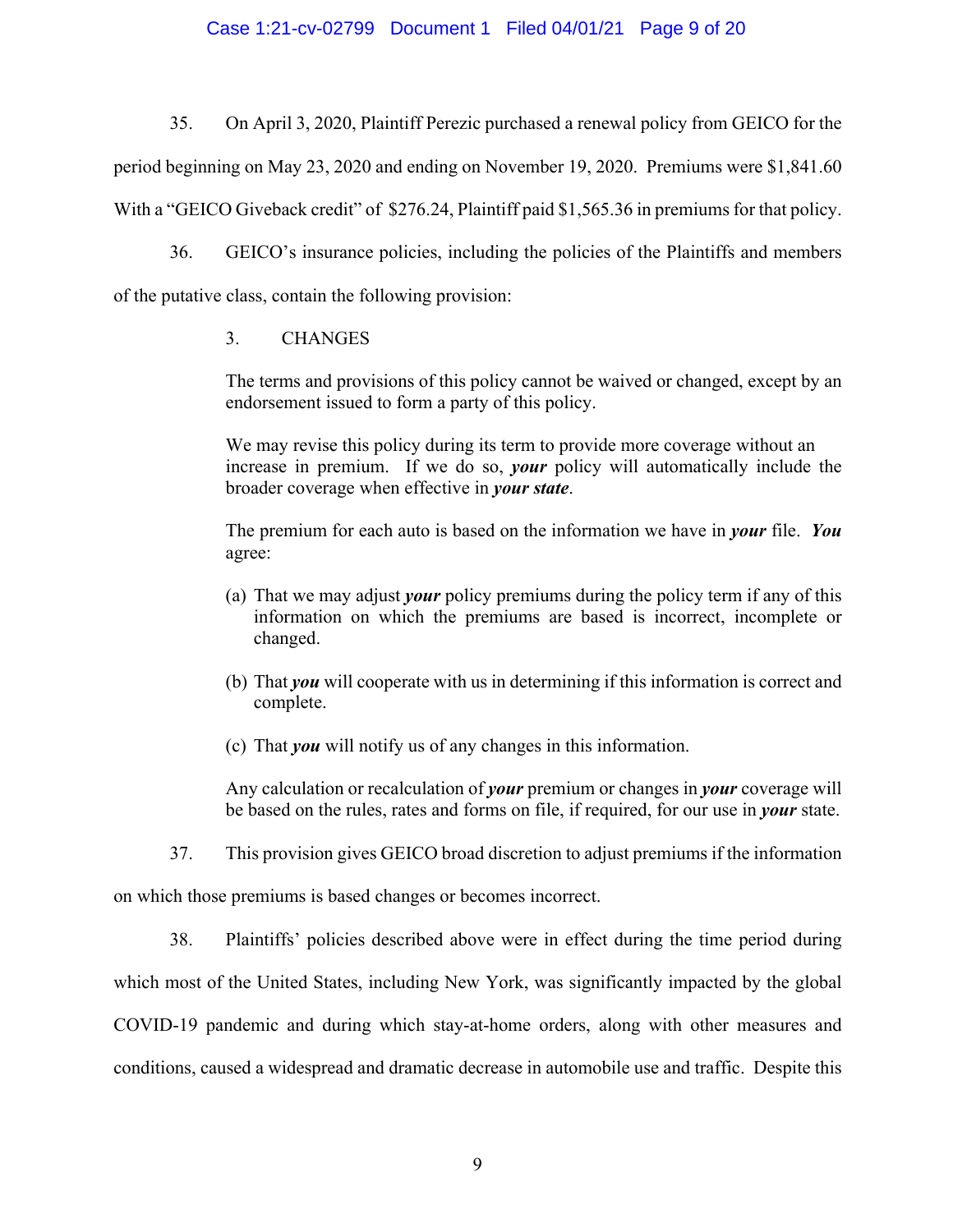35. On April 3, 2020, Plaintiff Perezic purchased a renewal policy from GEICO for the period beginning on May 23, 2020 and ending on November 19, 2020. Premiums were $1,841.60 With a "GEICO Giveback credit" of $276.24, Plaintiff paid $1,565.36 in premiums for that policy.

36. GEICO's insurance policies, including the policies of the Plaintiffs and members of the putative class, contain the following provision:

> 3. CHANGES
>
> The terms and provisions of this policy cannot be waived or changed, except by an endorsement issued to form a party of this policy.
>
> We may revise this policy during its term to provide more coverage without an increase in premium. If we do so, ***your*** policy will automatically include the broader coverage when effective in ***your state***.
>
> The premium for each auto is based on the information we have in ***your*** file. ***You*** agree:
>
> (a) That we may adjust ***your*** policy premiums during the policy term if any of this information on which the premiums are based is incorrect, incomplete or changed.
>
> (b) That ***you*** will cooperate with us in determining if this information is correct and complete.
>
> (c) That ***you*** will notify us of any changes in this information.
>
> Any calculation or recalculation of ***your*** premium or changes in ***your*** coverage will be based on the rules, rates and forms on file, if required, for our use in ***your*** state.

37. This provision gives GEICO broad discretion to adjust premiums if the information on which those premiums is based changes or becomes incorrect.

38. Plaintiffs' policies described above were in effect during the time period during which most of the United States, including New York, was significantly impacted by the global COVID-19 pandemic and during which stay-at-home orders, along with other measures and conditions, caused a widespread and dramatic decrease in automobile use and traffic. Despite this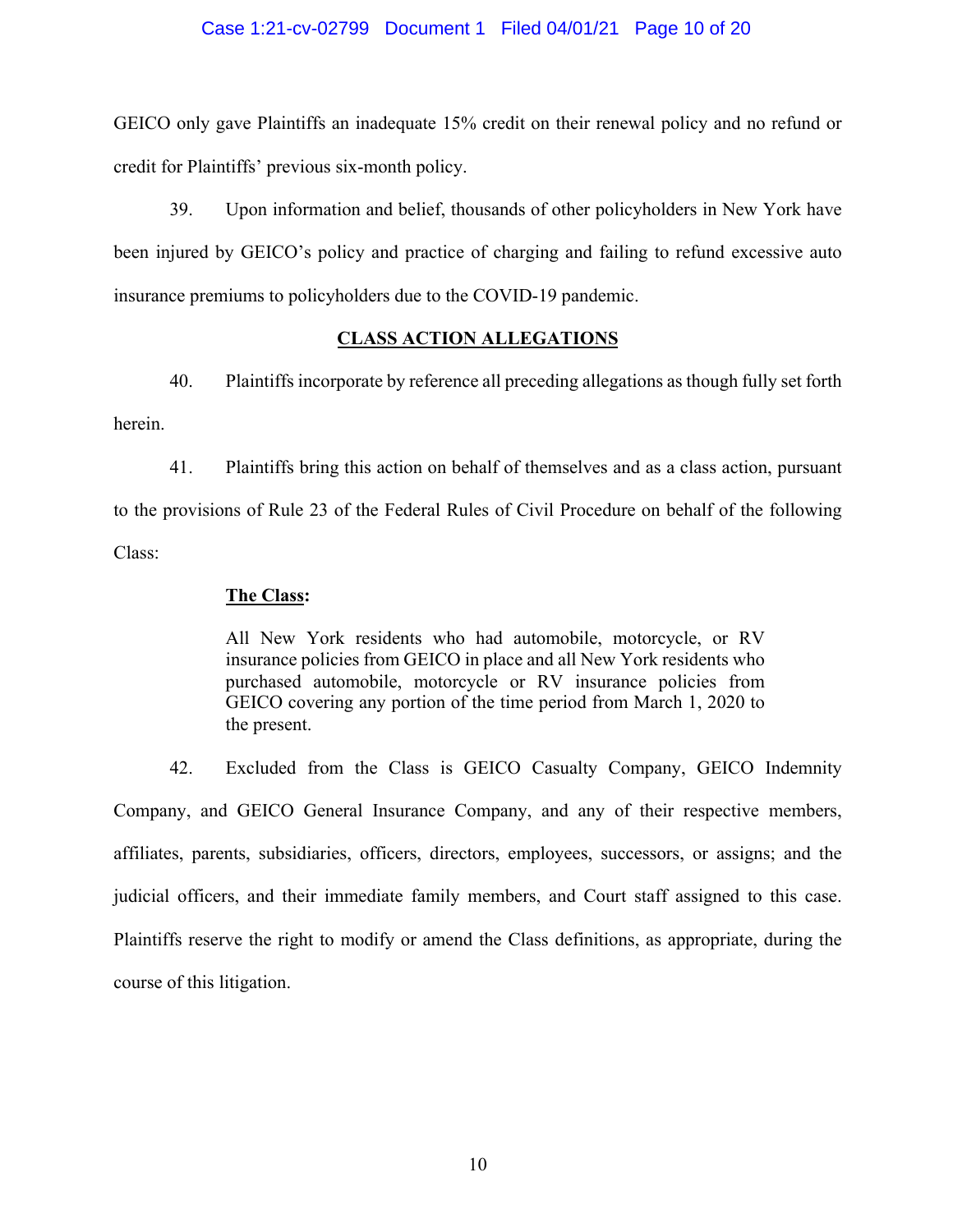GEICO only gave Plaintiffs an inadequate 15% credit on their renewal policy and no refund or credit for Plaintiffs' previous six-month policy.

39. Upon information and belief, thousands of other policyholders in New York have been injured by GEICO's policy and practice of charging and failing to refund excessive auto insurance premiums to policyholders due to the COVID-19 pandemic.

## CLASS ACTION ALLEGATIONS

40. Plaintiffs incorporate by reference all preceding allegations as though fully set forth herein.

41. Plaintiffs bring this action on behalf of themselves and as a class action, pursuant to the provisions of Rule 23 of the Federal Rules of Civil Procedure on behalf of the following Class:

**The Class:**

> All New York residents who had automobile, motorcycle, or RV insurance policies from GEICO in place and all New York residents who purchased automobile, motorcycle or RV insurance policies from GEICO covering any portion of the time period from March 1, 2020 to the present.

42. Excluded from the Class is GEICO Casualty Company, GEICO Indemnity Company, and GEICO General Insurance Company, and any of their respective members, affiliates, parents, subsidiaries, officers, directors, employees, successors, or assigns; and the judicial officers, and their immediate family members, and Court staff assigned to this case. Plaintiffs reserve the right to modify or amend the Class definitions, as appropriate, during the course of this litigation.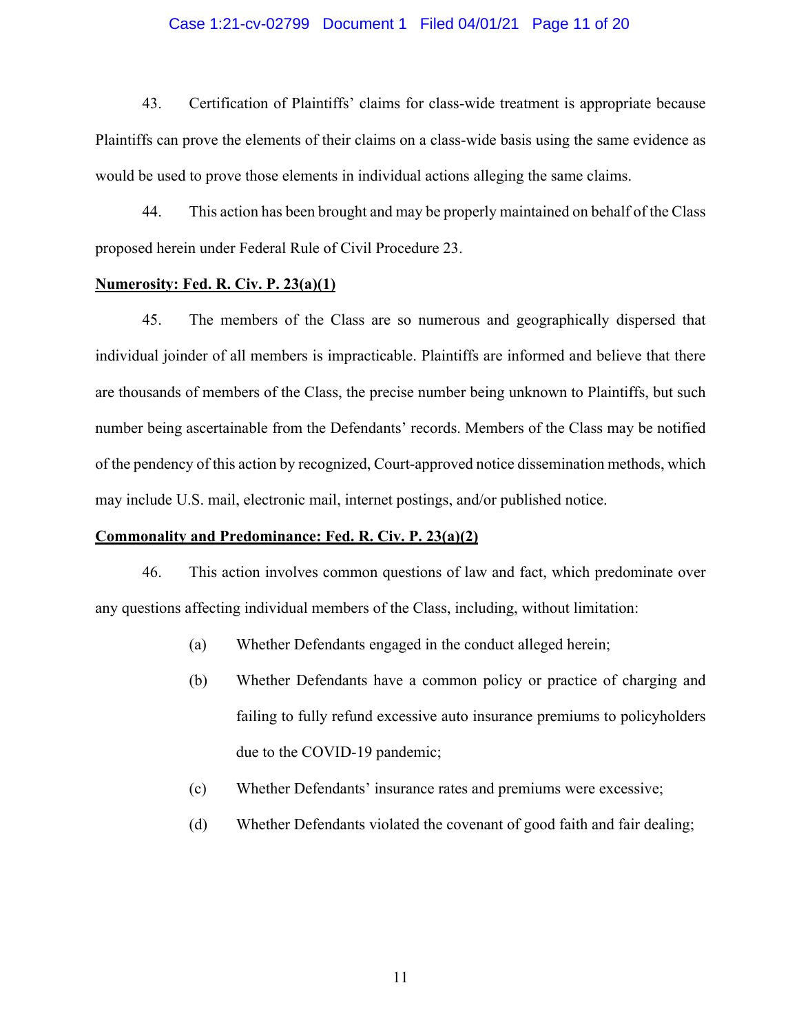43. Certification of Plaintiffs' claims for class-wide treatment is appropriate because Plaintiffs can prove the elements of their claims on a class-wide basis using the same evidence as would be used to prove those elements in individual actions alleging the same claims.

44. This action has been brought and may be properly maintained on behalf of the Class proposed herein under Federal Rule of Civil Procedure 23.

**Numerosity: Fed. R. Civ. P. 23(a)(1)**

45. The members of the Class are so numerous and geographically dispersed that individual joinder of all members is impracticable. Plaintiffs are informed and believe that there are thousands of members of the Class, the precise number being unknown to Plaintiffs, but such number being ascertainable from the Defendants' records. Members of the Class may be notified of the pendency of this action by recognized, Court-approved notice dissemination methods, which may include U.S. mail, electronic mail, internet postings, and/or published notice.

**Commonality and Predominance: Fed. R. Civ. P. 23(a)(2)**

46. This action involves common questions of law and fact, which predominate over any questions affecting individual members of the Class, including, without limitation:

(a) Whether Defendants engaged in the conduct alleged herein;

(b) Whether Defendants have a common policy or practice of charging and failing to fully refund excessive auto insurance premiums to policyholders due to the COVID-19 pandemic;

(c) Whether Defendants' insurance rates and premiums were excessive;

(d) Whether Defendants violated the covenant of good faith and fair dealing;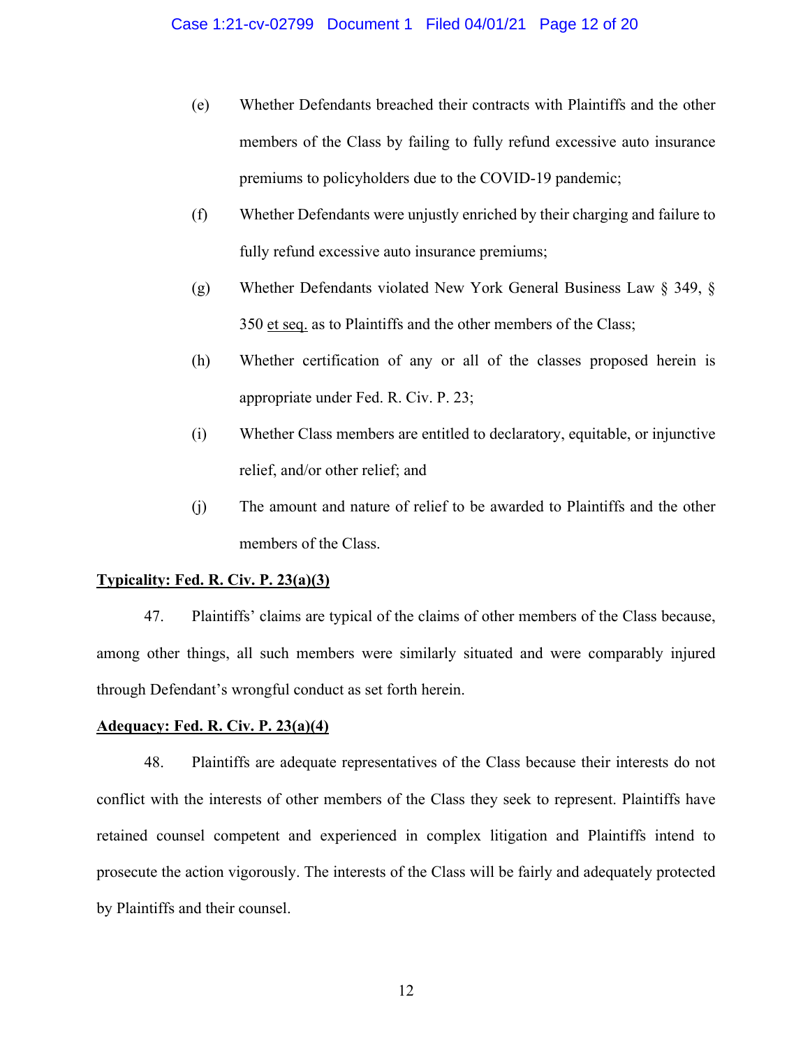(e) Whether Defendants breached their contracts with Plaintiffs and the other members of the Class by failing to fully refund excessive auto insurance premiums to policyholders due to the COVID-19 pandemic;

(f) Whether Defendants were unjustly enriched by their charging and failure to fully refund excessive auto insurance premiums;

(g) Whether Defendants violated New York General Business Law § 349, § 350 et seq. as to Plaintiffs and the other members of the Class;

(h) Whether certification of any or all of the classes proposed herein is appropriate under Fed. R. Civ. P. 23;

(i) Whether Class members are entitled to declaratory, equitable, or injunctive relief, and/or other relief; and

(j) The amount and nature of relief to be awarded to Plaintiffs and the other members of the Class.

**Typicality: Fed. R. Civ. P. 23(a)(3)**

47. Plaintiffs' claims are typical of the claims of other members of the Class because, among other things, all such members were similarly situated and were comparably injured through Defendant's wrongful conduct as set forth herein.

**Adequacy: Fed. R. Civ. P. 23(a)(4)**

48. Plaintiffs are adequate representatives of the Class because their interests do not conflict with the interests of other members of the Class they seek to represent. Plaintiffs have retained counsel competent and experienced in complex litigation and Plaintiffs intend to prosecute the action vigorously. The interests of the Class will be fairly and adequately protected by Plaintiffs and their counsel.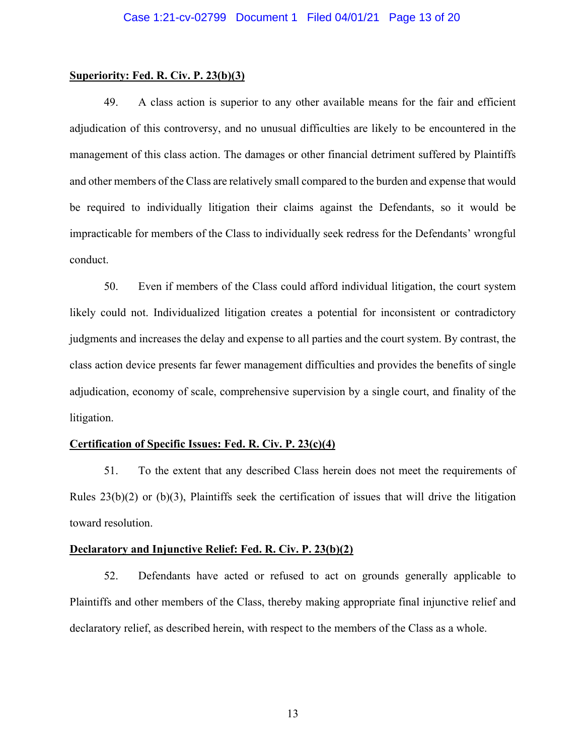**Superiority: Fed. R. Civ. P. 23(b)(3)**

49. A class action is superior to any other available means for the fair and efficient adjudication of this controversy, and no unusual difficulties are likely to be encountered in the management of this class action. The damages or other financial detriment suffered by Plaintiffs and other members of the Class are relatively small compared to the burden and expense that would be required to individually litigation their claims against the Defendants, so it would be impracticable for members of the Class to individually seek redress for the Defendants' wrongful conduct.

50. Even if members of the Class could afford individual litigation, the court system likely could not. Individualized litigation creates a potential for inconsistent or contradictory judgments and increases the delay and expense to all parties and the court system. By contrast, the class action device presents far fewer management difficulties and provides the benefits of single adjudication, economy of scale, comprehensive supervision by a single court, and finality of the litigation.

**Certification of Specific Issues: Fed. R. Civ. P. 23(c)(4)**

51. To the extent that any described Class herein does not meet the requirements of Rules 23(b)(2) or (b)(3), Plaintiffs seek the certification of issues that will drive the litigation toward resolution.

**Declaratory and Injunctive Relief: Fed. R. Civ. P. 23(b)(2)**

52. Defendants have acted or refused to act on grounds generally applicable to Plaintiffs and other members of the Class, thereby making appropriate final injunctive relief and declaratory relief, as described herein, with respect to the members of the Class as a whole.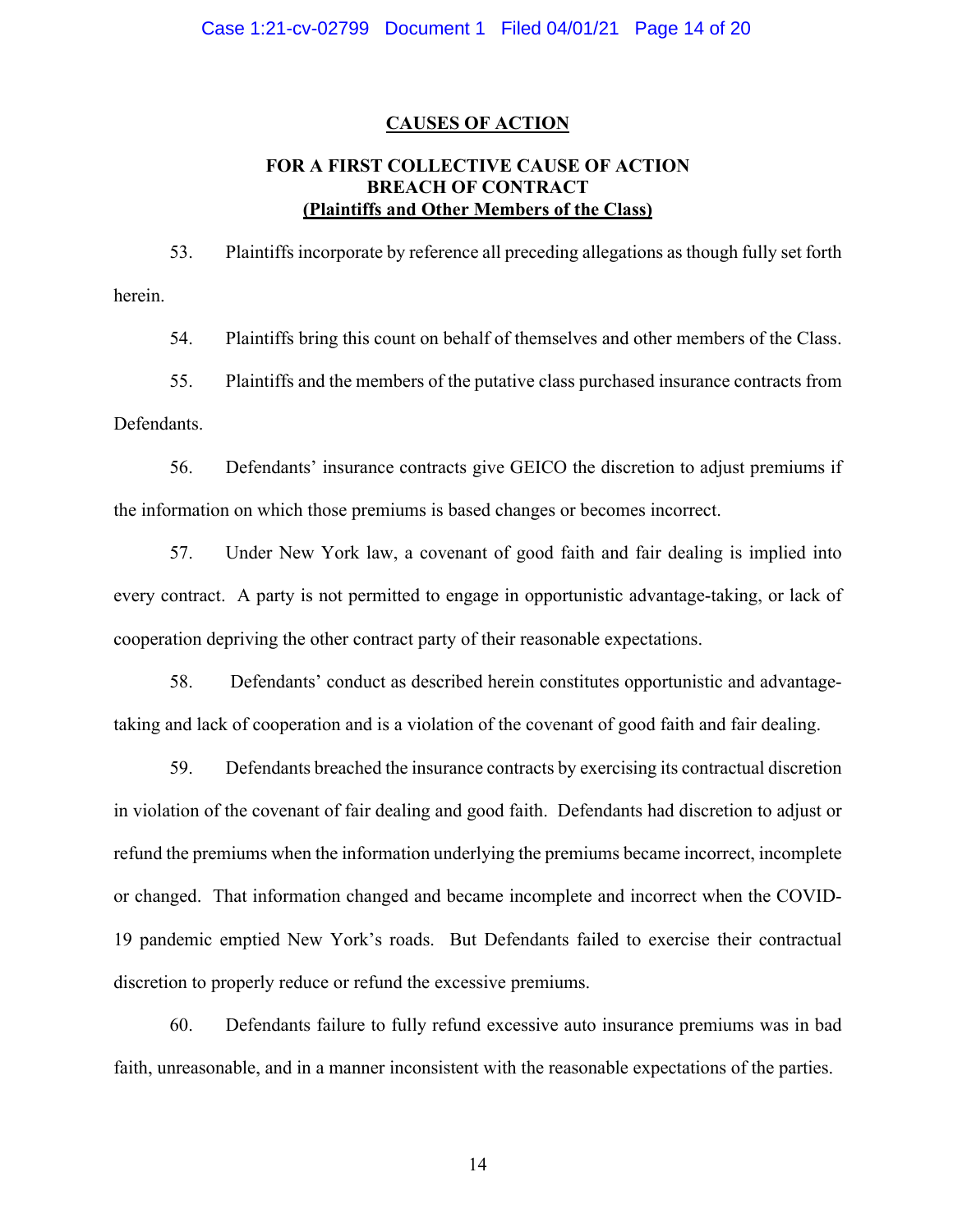# CAUSES OF ACTION

## FOR A FIRST COLLECTIVE CAUSE OF ACTION BREACH OF CONTRACT (Plaintiffs and Other Members of the Class)

53. Plaintiffs incorporate by reference all preceding allegations as though fully set forth herein.

54. Plaintiffs bring this count on behalf of themselves and other members of the Class.

55. Plaintiffs and the members of the putative class purchased insurance contracts from Defendants.

56. Defendants' insurance contracts give GEICO the discretion to adjust premiums if the information on which those premiums is based changes or becomes incorrect.

57. Under New York law, a covenant of good faith and fair dealing is implied into every contract. A party is not permitted to engage in opportunistic advantage-taking, or lack of cooperation depriving the other contract party of their reasonable expectations.

58. Defendants' conduct as described herein constitutes opportunistic and advantage-taking and lack of cooperation and is a violation of the covenant of good faith and fair dealing.

59. Defendants breached the insurance contracts by exercising its contractual discretion in violation of the covenant of fair dealing and good faith. Defendants had discretion to adjust or refund the premiums when the information underlying the premiums became incorrect, incomplete or changed. That information changed and became incomplete and incorrect when the COVID-19 pandemic emptied New York's roads. But Defendants failed to exercise their contractual discretion to properly reduce or refund the excessive premiums.

60. Defendants failure to fully refund excessive auto insurance premiums was in bad faith, unreasonable, and in a manner inconsistent with the reasonable expectations of the parties.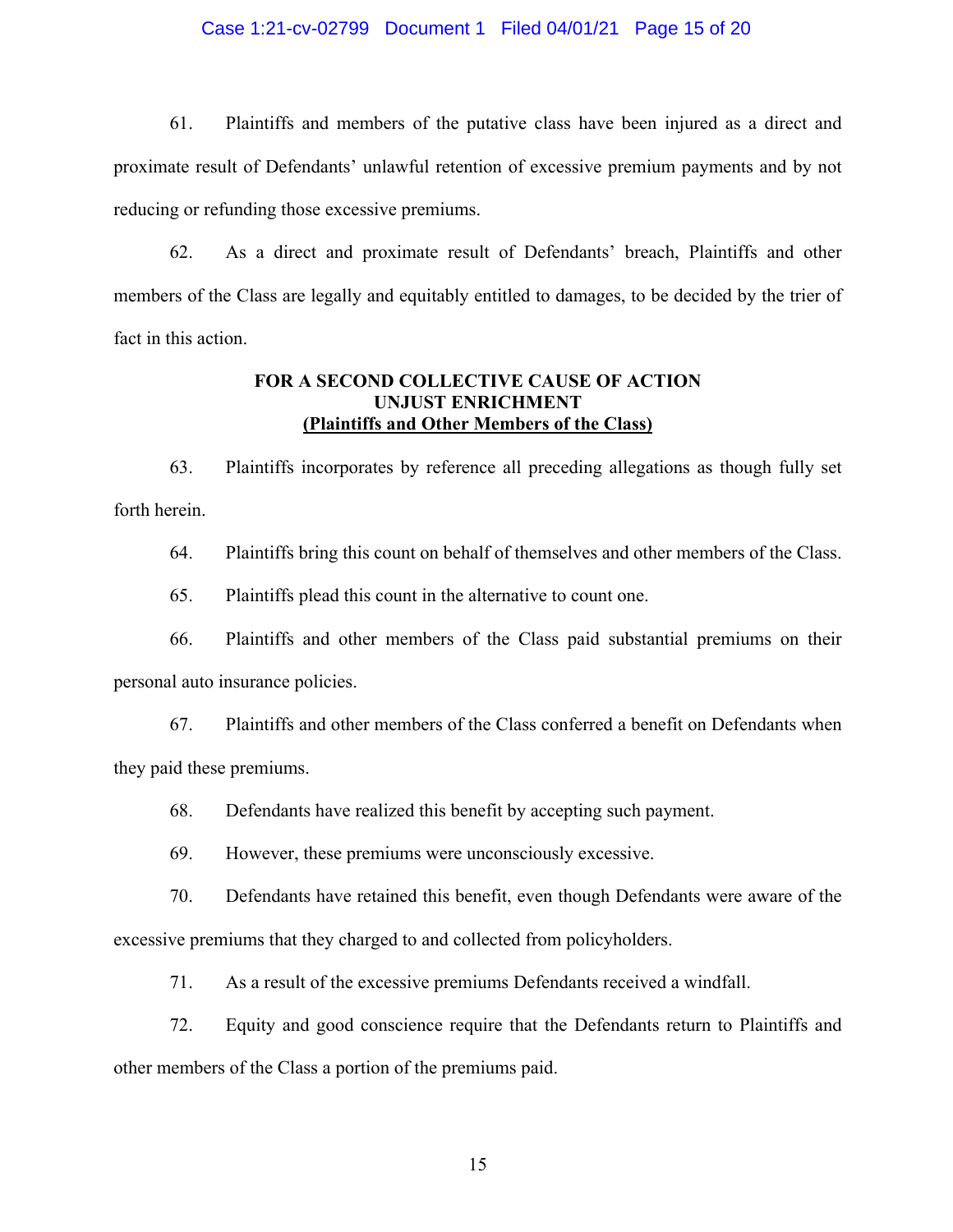61. Plaintiffs and members of the putative class have been injured as a direct and proximate result of Defendants' unlawful retention of excessive premium payments and by not reducing or refunding those excessive premiums.

62. As a direct and proximate result of Defendants' breach, Plaintiffs and other members of the Class are legally and equitably entitled to damages, to be decided by the trier of fact in this action.

**FOR A SECOND COLLECTIVE CAUSE OF ACTION**
**UNJUST ENRICHMENT**
**<u>(Plaintiffs and Other Members of the Class)</u>**

63. Plaintiffs incorporates by reference all preceding allegations as though fully set forth herein.

64. Plaintiffs bring this count on behalf of themselves and other members of the Class.

65. Plaintiffs plead this count in the alternative to count one.

66. Plaintiffs and other members of the Class paid substantial premiums on their personal auto insurance policies.

67. Plaintiffs and other members of the Class conferred a benefit on Defendants when they paid these premiums.

68. Defendants have realized this benefit by accepting such payment.

69. However, these premiums were unconsciously excessive.

70. Defendants have retained this benefit, even though Defendants were aware of the excessive premiums that they charged to and collected from policyholders.

71. As a result of the excessive premiums Defendants received a windfall.

72. Equity and good conscience require that the Defendants return to Plaintiffs and other members of the Class a portion of the premiums paid.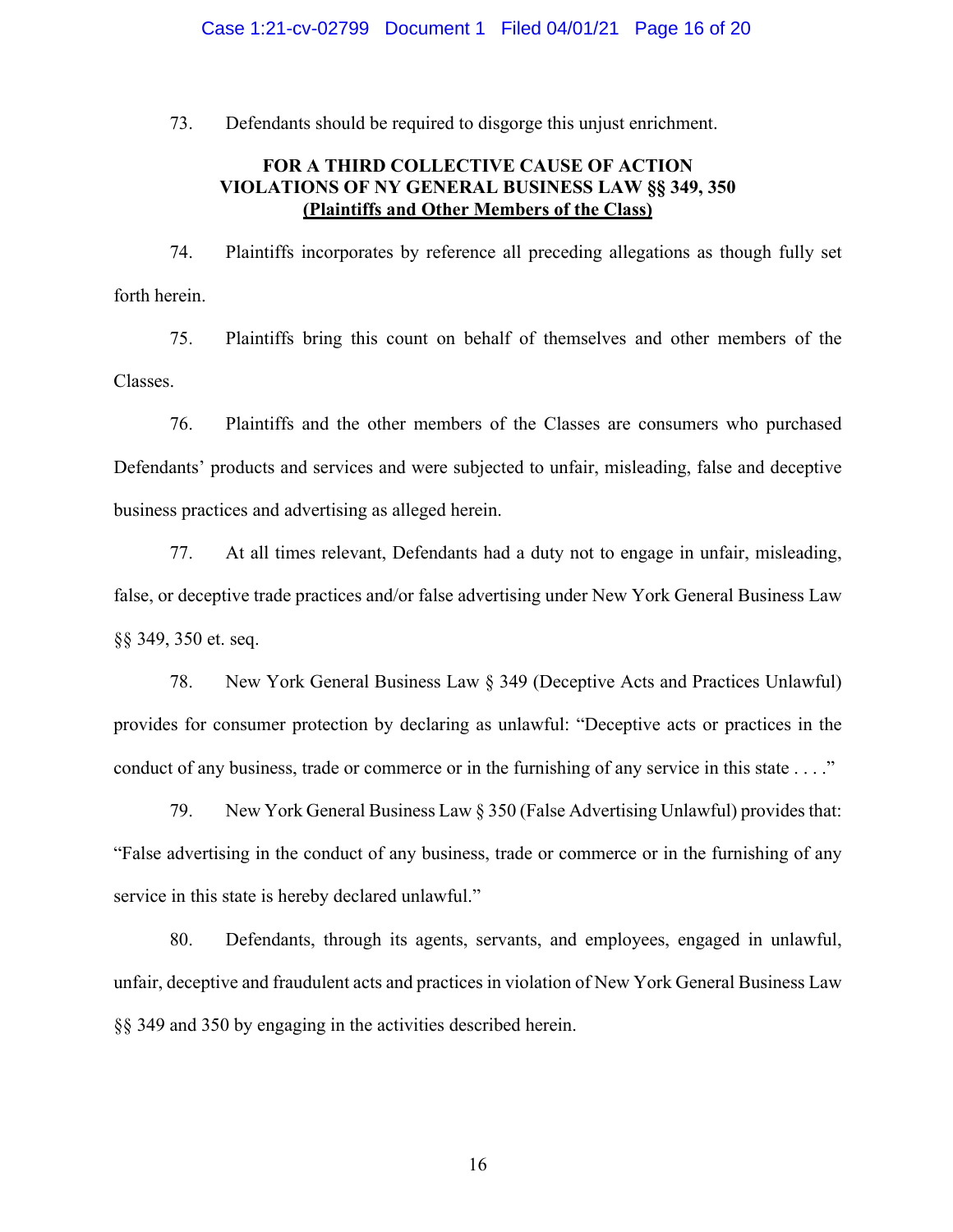73. Defendants should be required to disgorge this unjust enrichment.

**FOR A THIRD COLLECTIVE CAUSE OF ACTION**
**VIOLATIONS OF NY GENERAL BUSINESS LAW §§ 349, 350**
**(Plaintiffs and Other Members of the Class)**

74. Plaintiffs incorporates by reference all preceding allegations as though fully set forth herein.

75. Plaintiffs bring this count on behalf of themselves and other members of the Classes.

76. Plaintiffs and the other members of the Classes are consumers who purchased Defendants' products and services and were subjected to unfair, misleading, false and deceptive business practices and advertising as alleged herein.

77. At all times relevant, Defendants had a duty not to engage in unfair, misleading, false, or deceptive trade practices and/or false advertising under New York General Business Law §§ 349, 350 et. seq.

78. New York General Business Law § 349 (Deceptive Acts and Practices Unlawful) provides for consumer protection by declaring as unlawful: "Deceptive acts or practices in the conduct of any business, trade or commerce or in the furnishing of any service in this state . . . ."

79. New York General Business Law § 350 (False Advertising Unlawful) provides that: "False advertising in the conduct of any business, trade or commerce or in the furnishing of any service in this state is hereby declared unlawful."

80. Defendants, through its agents, servants, and employees, engaged in unlawful, unfair, deceptive and fraudulent acts and practices in violation of New York General Business Law §§ 349 and 350 by engaging in the activities described herein.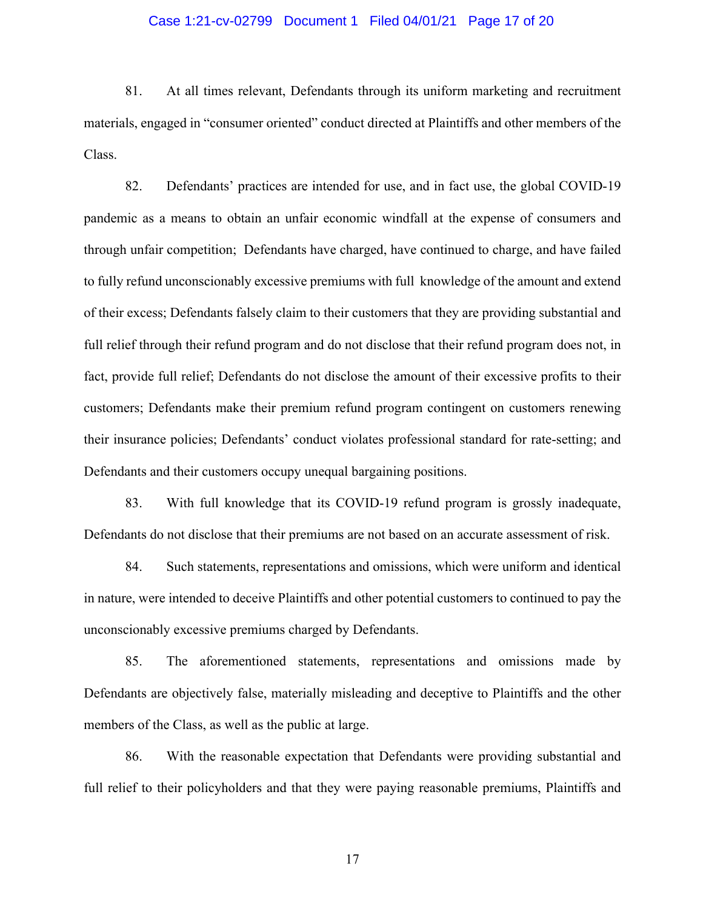81. At all times relevant, Defendants through its uniform marketing and recruitment materials, engaged in "consumer oriented" conduct directed at Plaintiffs and other members of the Class.

82. Defendants' practices are intended for use, and in fact use, the global COVID-19 pandemic as a means to obtain an unfair economic windfall at the expense of consumers and through unfair competition; Defendants have charged, have continued to charge, and have failed to fully refund unconscionably excessive premiums with full knowledge of the amount and extend of their excess; Defendants falsely claim to their customers that they are providing substantial and full relief through their refund program and do not disclose that their refund program does not, in fact, provide full relief; Defendants do not disclose the amount of their excessive profits to their customers; Defendants make their premium refund program contingent on customers renewing their insurance policies; Defendants' conduct violates professional standard for rate-setting; and Defendants and their customers occupy unequal bargaining positions.

83. With full knowledge that its COVID-19 refund program is grossly inadequate, Defendants do not disclose that their premiums are not based on an accurate assessment of risk.

84. Such statements, representations and omissions, which were uniform and identical in nature, were intended to deceive Plaintiffs and other potential customers to continued to pay the unconscionably excessive premiums charged by Defendants.

85. The aforementioned statements, representations and omissions made by Defendants are objectively false, materially misleading and deceptive to Plaintiffs and the other members of the Class, as well as the public at large.

86. With the reasonable expectation that Defendants were providing substantial and full relief to their policyholders and that they were paying reasonable premiums, Plaintiffs and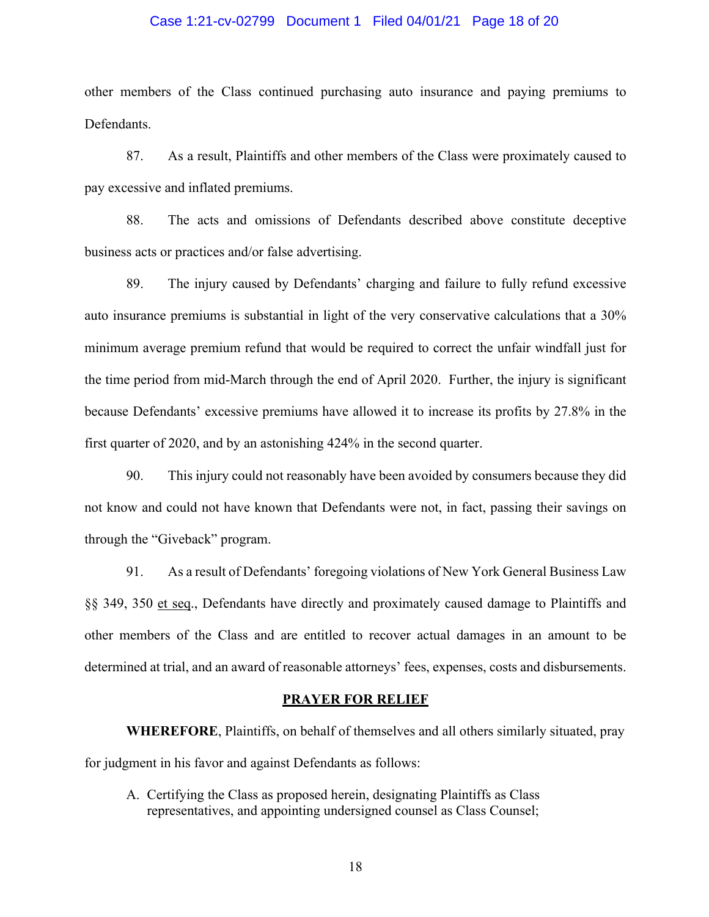other members of the Class continued purchasing auto insurance and paying premiums to Defendants.

87. As a result, Plaintiffs and other members of the Class were proximately caused to pay excessive and inflated premiums.

88. The acts and omissions of Defendants described above constitute deceptive business acts or practices and/or false advertising.

89. The injury caused by Defendants' charging and failure to fully refund excessive auto insurance premiums is substantial in light of the very conservative calculations that a 30% minimum average premium refund that would be required to correct the unfair windfall just for the time period from mid-March through the end of April 2020. Further, the injury is significant because Defendants' excessive premiums have allowed it to increase its profits by 27.8% in the first quarter of 2020, and by an astonishing 424% in the second quarter.

90. This injury could not reasonably have been avoided by consumers because they did not know and could not have known that Defendants were not, in fact, passing their savings on through the "Giveback" program.

91. As a result of Defendants' foregoing violations of New York General Business Law §§ 349, 350 et seq., Defendants have directly and proximately caused damage to Plaintiffs and other members of the Class and are entitled to recover actual damages in an amount to be determined at trial, and an award of reasonable attorneys' fees, expenses, costs and disbursements.

## PRAYER FOR RELIEF

**WHEREFORE**, Plaintiffs, on behalf of themselves and all others similarly situated, pray for judgment in his favor and against Defendants as follows:

A. Certifying the Class as proposed herein, designating Plaintiffs as Class representatives, and appointing undersigned counsel as Class Counsel;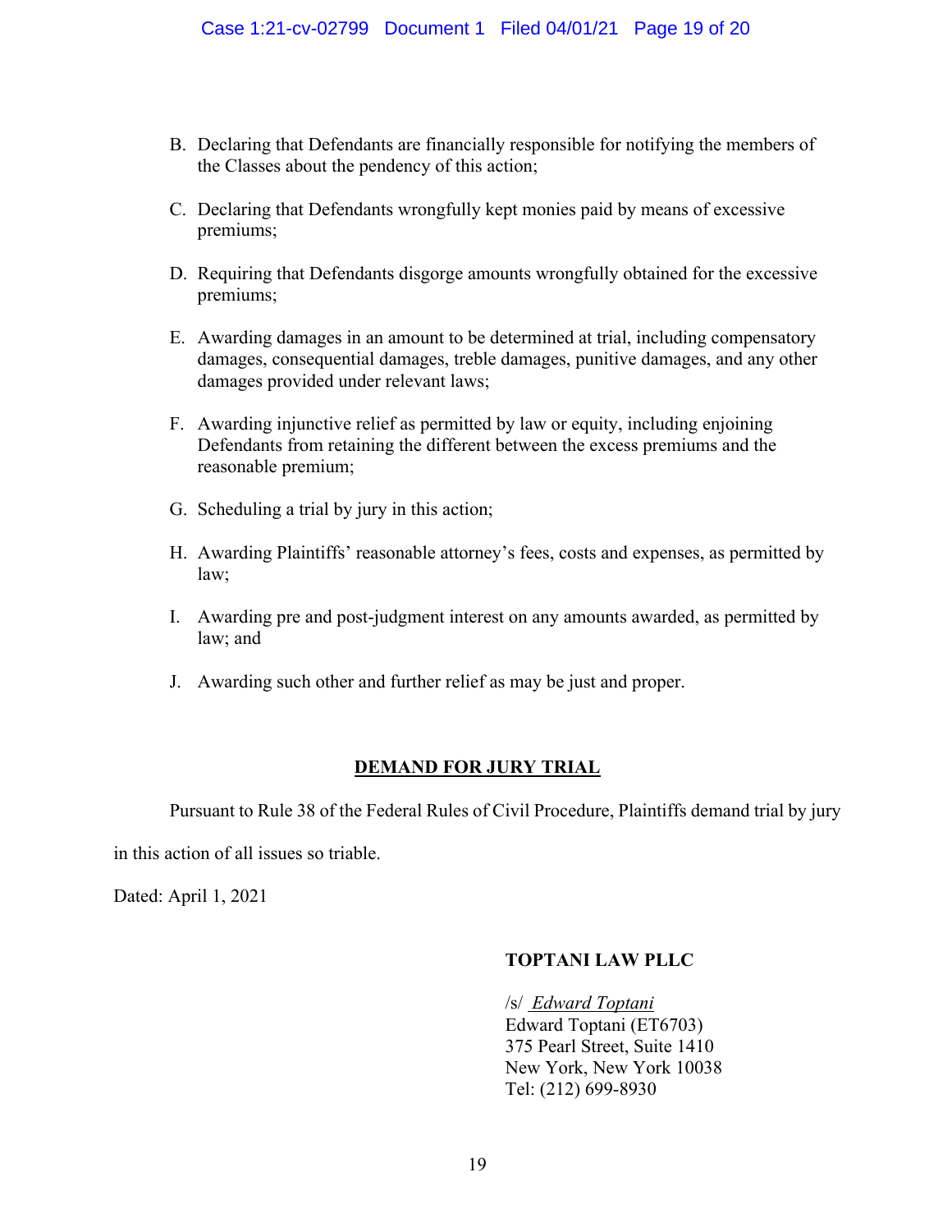B. Declaring that Defendants are financially responsible for notifying the members of the Classes about the pendency of this action;

C. Declaring that Defendants wrongfully kept monies paid by means of excessive premiums;

D. Requiring that Defendants disgorge amounts wrongfully obtained for the excessive premiums;

E. Awarding damages in an amount to be determined at trial, including compensatory damages, consequential damages, treble damages, punitive damages, and any other damages provided under relevant laws;

F. Awarding injunctive relief as permitted by law or equity, including enjoining Defendants from retaining the different between the excess premiums and the reasonable premium;

G. Scheduling a trial by jury in this action;

H. Awarding Plaintiffs' reasonable attorney's fees, costs and expenses, as permitted by law;

I. Awarding pre and post-judgment interest on any amounts awarded, as permitted by law; and

J. Awarding such other and further relief as may be just and proper.

## DEMAND FOR JURY TRIAL

Pursuant to Rule 38 of the Federal Rules of Civil Procedure, Plaintiffs demand trial by jury in this action of all issues so triable.

Dated: April 1, 2021

**TOPTANI LAW PLLC**

/s/ *Edward Toptani*
Edward Toptani (ET6703)
375 Pearl Street, Suite 1410
New York, New York 10038
Tel: (212) 699-8930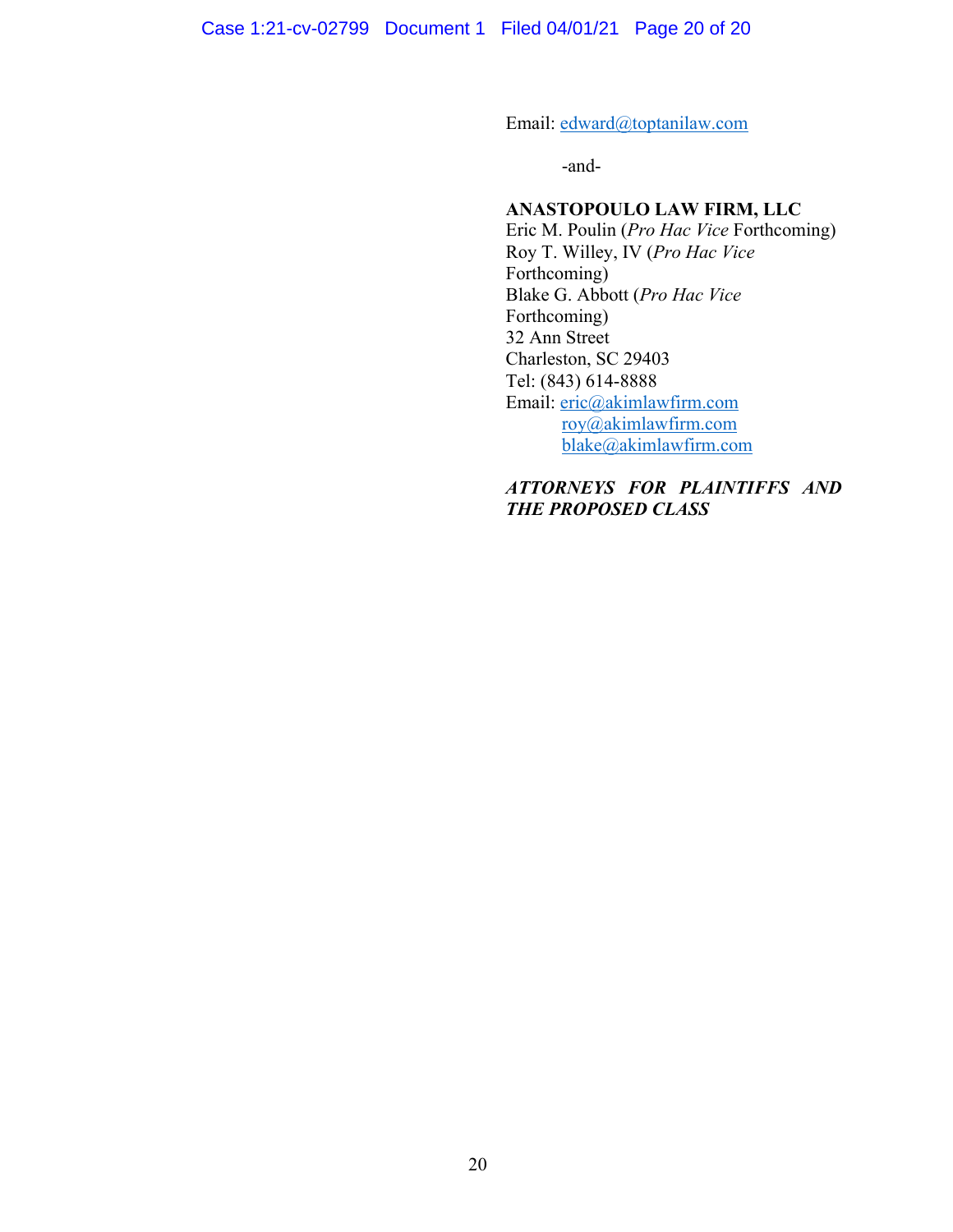Email: edward@toptanilaw.com

-and-

**ANASTOPOULO LAW FIRM, LLC**
Eric M. Poulin (*Pro Hac Vice* Forthcoming)
Roy T. Willey, IV (*Pro Hac Vice* Forthcoming)
Blake G. Abbott (*Pro Hac Vice* Forthcoming)
32 Ann Street
Charleston, SC 29403
Tel: (843) 614-8888
Email: eric@akimlawfirm.com
roy@akimlawfirm.com
blake@akimlawfirm.com

***ATTORNEYS FOR PLAINTIFFS AND THE PROPOSED CLASS***